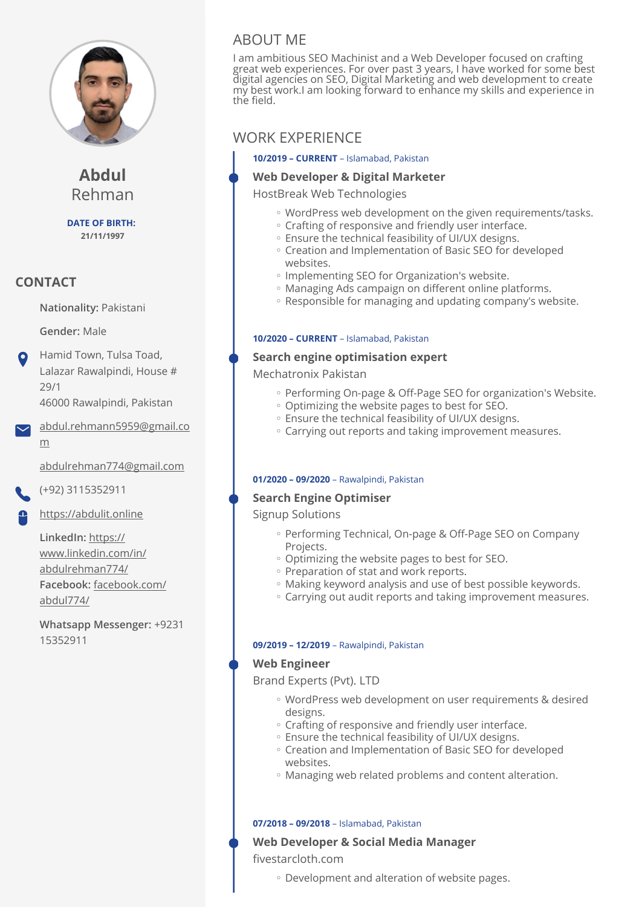# Abdul Rehman

**DATE OF BIRTH:** 21/11/1997

## CONTACT

**Nationality:** Pakistani

**Gender:** Male

Hamid Town, Tulsa Toad, Lalazar Rawalpindi, House # 29/1
46000 Rawalpindi, Pakistan

abdul.rehmann5959@gmail.com

abdulrehman774@gmail.com

(+92) 3115352911

https://abdulit.online

**LinkedIn:** https://www.linkedin.com/in/abdulrehman774/
**Facebook:** facebook.com/abdul774/

**Whatsapp Messenger:** +9231 15352911

## ABOUT ME

I am ambitious SEO Machinist and a Web Developer focused on crafting great web experiences. For over past 3 years, I have worked for some best digital agencies on SEO, Digital Marketing and web development to create my best work.I am looking forward to enhance my skills and experience in the field.

## WORK EXPERIENCE

**10/2019 – CURRENT** – Islamabad, Pakistan

### Web Developer & Digital Marketer

HostBreak Web Technologies

- WordPress web development on the given requirements/tasks.
- Crafting of responsive and friendly user interface.
- Ensure the technical feasibility of UI/UX designs.
- Creation and Implementation of Basic SEO for developed websites.
- Implementing SEO for Organization's website.
- Managing Ads campaign on different online platforms.
- Responsible for managing and updating company's website.

**10/2020 – CURRENT** – Islamabad, Pakistan

### Search engine optimisation expert

Mechatronix Pakistan

- Performing On-page & Off-Page SEO for organization's Website.
- Optimizing the website pages to best for SEO.
- Ensure the technical feasibility of UI/UX designs.
- Carrying out reports and taking improvement measures.

**01/2020 – 09/2020** – Rawalpindi, Pakistan

### Search Engine Optimiser

Signup Solutions

- Performing Technical, On-page & Off-Page SEO on Company Projects.
- Optimizing the website pages to best for SEO.
- Preparation of stat and work reports.
- Making keyword analysis and use of best possible keywords.
- Carrying out audit reports and taking improvement measures.

**09/2019 – 12/2019** – Rawalpindi, Pakistan

### Web Engineer

Brand Experts (Pvt). LTD

- WordPress web development on user requirements & desired designs.
- Crafting of responsive and friendly user interface.
- Ensure the technical feasibility of UI/UX designs.
- Creation and Implementation of Basic SEO for developed websites.
- Managing web related problems and content alteration.

**07/2018 – 09/2018** – Islamabad, Pakistan

### Web Developer & Social Media Manager

fivestarcloth.com

- Development and alteration of website pages.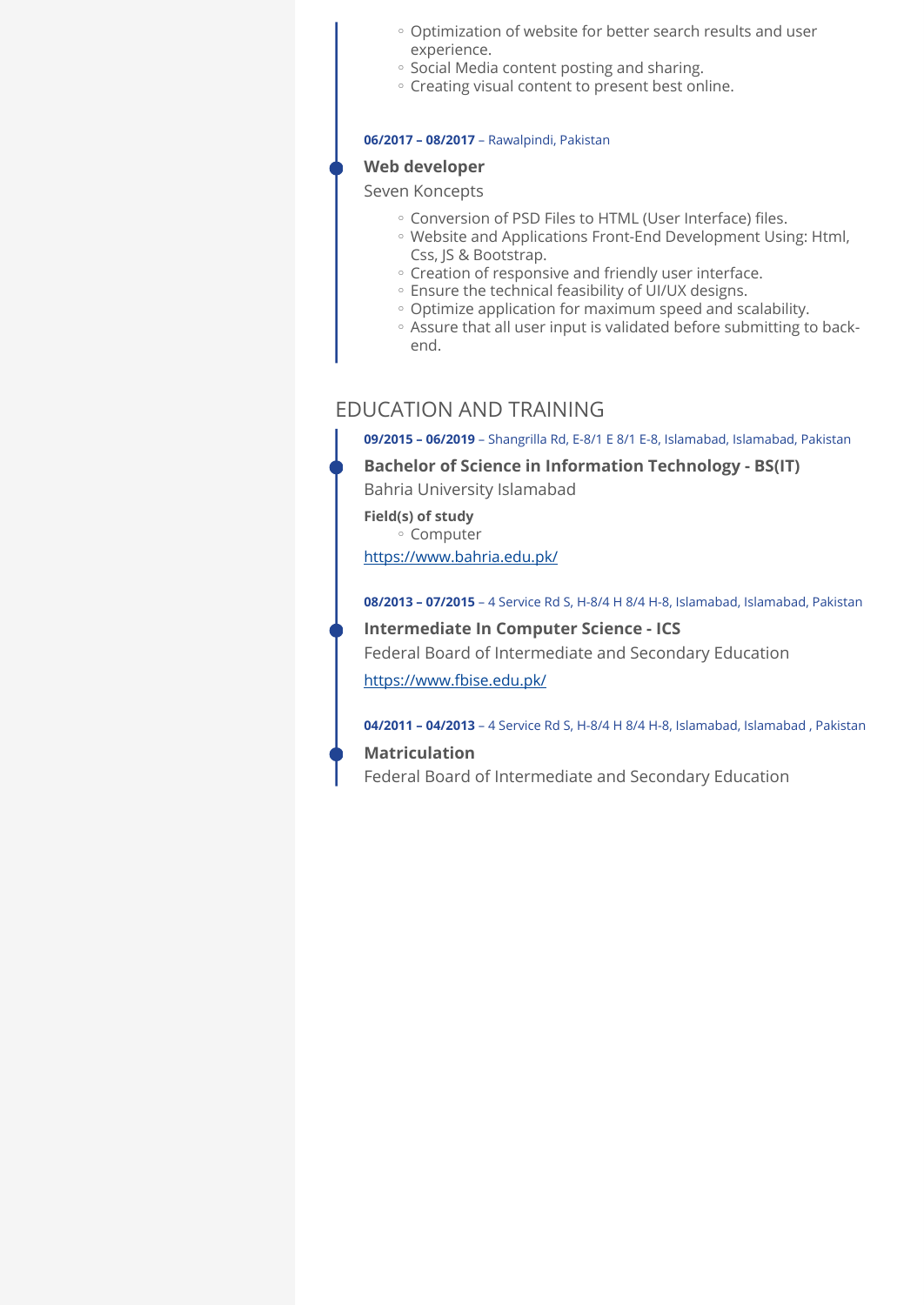- Optimization of website for better search results and user experience.
- Social Media content posting and sharing.
- Creating visual content to present best online.

**06/2017 – 08/2017** – Rawalpindi, Pakistan

### Web developer

Seven Koncepts

- Conversion of PSD Files to HTML (User Interface) files.
- Website and Applications Front-End Development Using: Html, Css, JS & Bootstrap.
- Creation of responsive and friendly user interface.
- Ensure the technical feasibility of UI/UX designs.
- Optimize application for maximum speed and scalability.
- Assure that all user input is validated before submitting to back-end.

## EDUCATION AND TRAINING

**09/2015 – 06/2019** – Shangrilla Rd, E-8/1 E 8/1 E-8, Islamabad, Islamabad, Pakistan

### Bachelor of Science in Information Technology - BS(IT)

Bahria University Islamabad

**Field(s) of study**

- Computer

https://www.bahria.edu.pk/

**08/2013 – 07/2015** – 4 Service Rd S, H-8/4 H 8/4 H-8, Islamabad, Islamabad, Pakistan

### Intermediate In Computer Science - ICS

Federal Board of Intermediate and Secondary Education

https://www.fbise.edu.pk/

**04/2011 – 04/2013** – 4 Service Rd S, H-8/4 H 8/4 H-8, Islamabad, Islamabad , Pakistan

### Matriculation

Federal Board of Intermediate and Secondary Education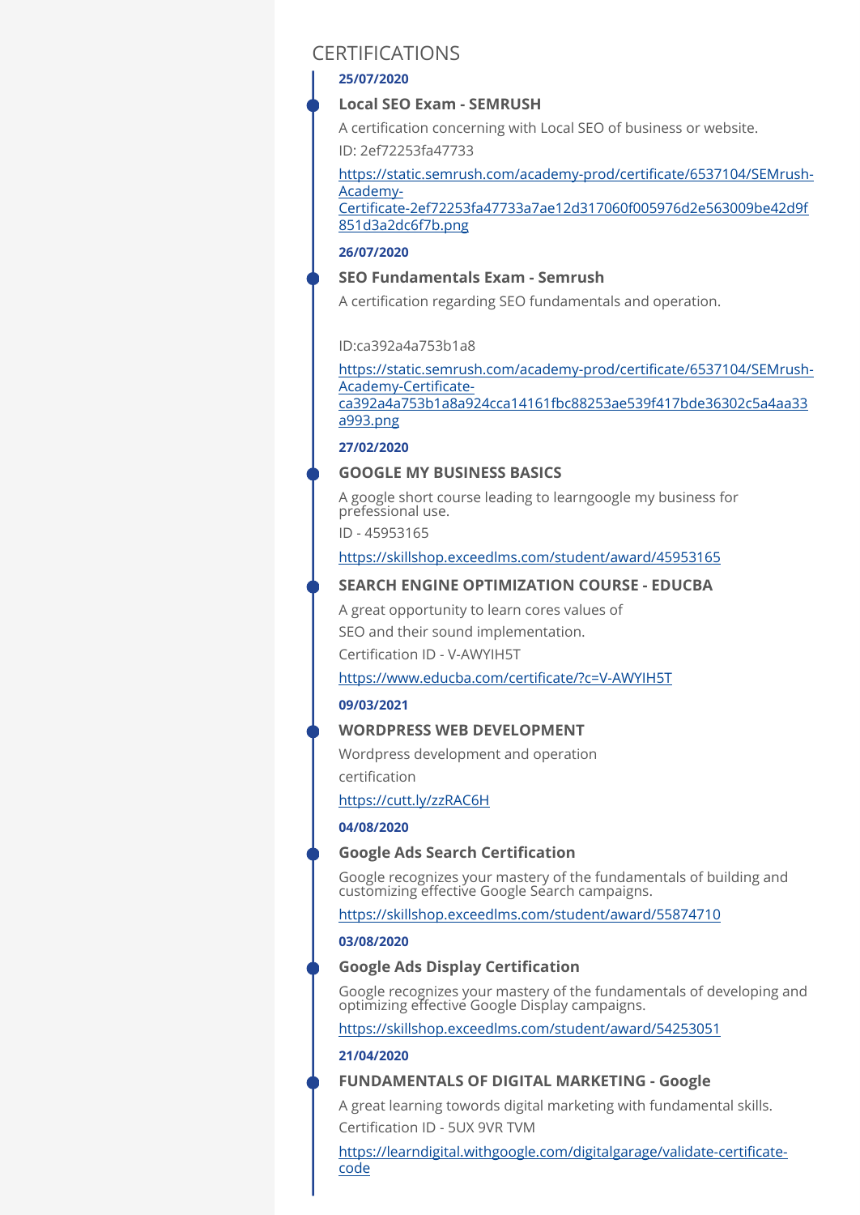## CERTIFICATIONS

**25/07/2020**

### Local SEO Exam - SEMRUSH

A certification concerning with Local SEO of business or website.

ID: 2ef72253fa47733

https://static.semrush.com/academy-prod/certificate/6537104/SEMrush-Academy-Certificate-2ef72253fa47733a7ae12d317060f005976d2e563009be42d9f851d3a2dc6f7b.png

**26/07/2020**

### SEO Fundamentals Exam - Semrush

A certification regarding SEO fundamentals and operation.

ID:ca392a4a753b1a8

https://static.semrush.com/academy-prod/certificate/6537104/SEMrush-Academy-Certificate-ca392a4a753b1a8a924cca14161fbc88253ae539f417bde36302c5a4aa33a993.png

**27/02/2020**

### GOOGLE MY BUSINESS BASICS

A google short course leading to learngoogle my business for prefessional use.

ID - 45953165

https://skillshop.exceedlms.com/student/award/45953165

### SEARCH ENGINE OPTIMIZATION COURSE - EDUCBA

A great opportunity to learn cores values of

SEO and their sound implementation.

Certification ID - V-AWYIH5T

https://www.educba.com/certificate/?c=V-AWYIH5T

**09/03/2021**

### WORDPRESS WEB DEVELOPMENT

Wordpress development and operation

certification

https://cutt.ly/zzRAC6H

**04/08/2020**

### Google Ads Search Certification

Google recognizes your mastery of the fundamentals of building and customizing effective Google Search campaigns.

https://skillshop.exceedlms.com/student/award/55874710

**03/08/2020**

### Google Ads Display Certification

Google recognizes your mastery of the fundamentals of developing and optimizing effective Google Display campaigns.

https://skillshop.exceedlms.com/student/award/54253051

**21/04/2020**

### FUNDAMENTALS OF DIGITAL MARKETING - Google

A great learning towords digital marketing with fundamental skills.

Certification ID - 5UX 9VR TVM

https://learndigital.withgoogle.com/digitalgarage/validate-certificate-code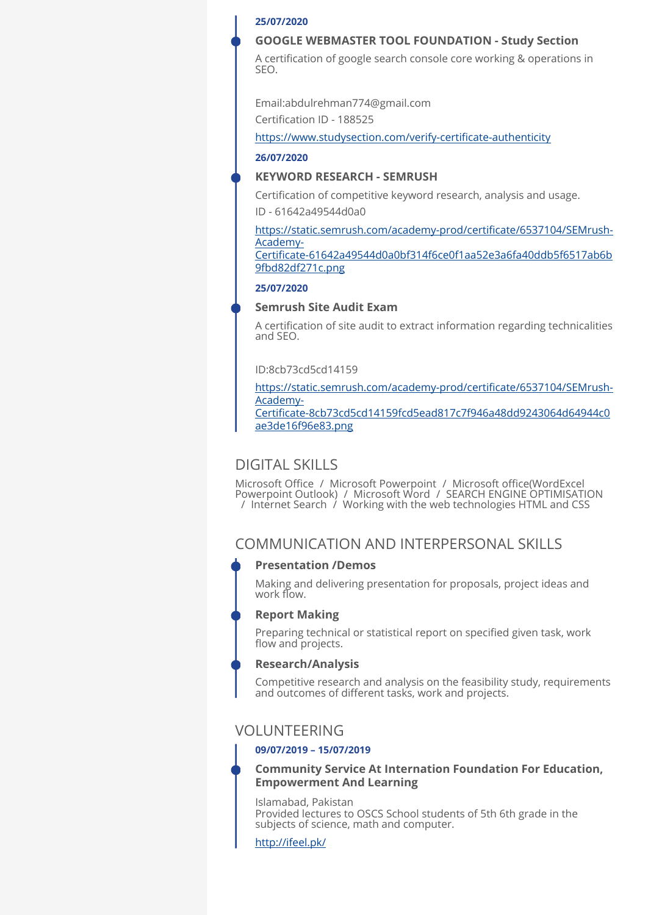25/07/2020

### GOOGLE WEBMASTER TOOL FOUNDATION - Study Section

A certification of google search console core working & operations in SEO.

Email:abdulrehman774@gmail.com

Certification ID - 188525

https://www.studysection.com/verify-certificate-authenticity

26/07/2020

### KEYWORD RESEARCH - SEMRUSH

Certification of competitive keyword research, analysis and usage.

ID - 61642a49544d0a0

https://static.semrush.com/academy-prod/certificate/6537104/SEMrush-Academy-Certificate-61642a49544d0a0bf314f6ce0f1aa52e3a6fa40ddb5f6517ab6b9fbd82df271c.png

25/07/2020

### Semrush Site Audit Exam

A certification of site audit to extract information regarding technicalities and SEO.

ID:8cb73cd5cd14159

https://static.semrush.com/academy-prod/certificate/6537104/SEMrush-Academy-Certificate-8cb73cd5cd14159fcd5ead817c7f946a48dd9243064d64944c0ae3de16f96e83.png

## DIGITAL SKILLS

Microsoft Office / Microsoft Powerpoint / Microsoft office(WordExcel Powerpoint Outlook) / Microsoft Word / SEARCH ENGINE OPTIMISATION / Internet Search / Working with the web technologies HTML and CSS

## COMMUNICATION AND INTERPERSONAL SKILLS

### Presentation /Demos

Making and delivering presentation for proposals, project ideas and work flow.

### Report Making

Preparing technical or statistical report on specified given task, work flow and projects.

### Research/Analysis

Competitive research and analysis on the feasibility study, requirements and outcomes of different tasks, work and projects.

## VOLUNTEERING

09/07/2019 – 15/07/2019

### Community Service At Internation Foundation For Education, Empowerment And Learning

Islamabad, Pakistan
Provided lectures to OSCS School students of 5th 6th grade in the subjects of science, math and computer.

http://ifeel.pk/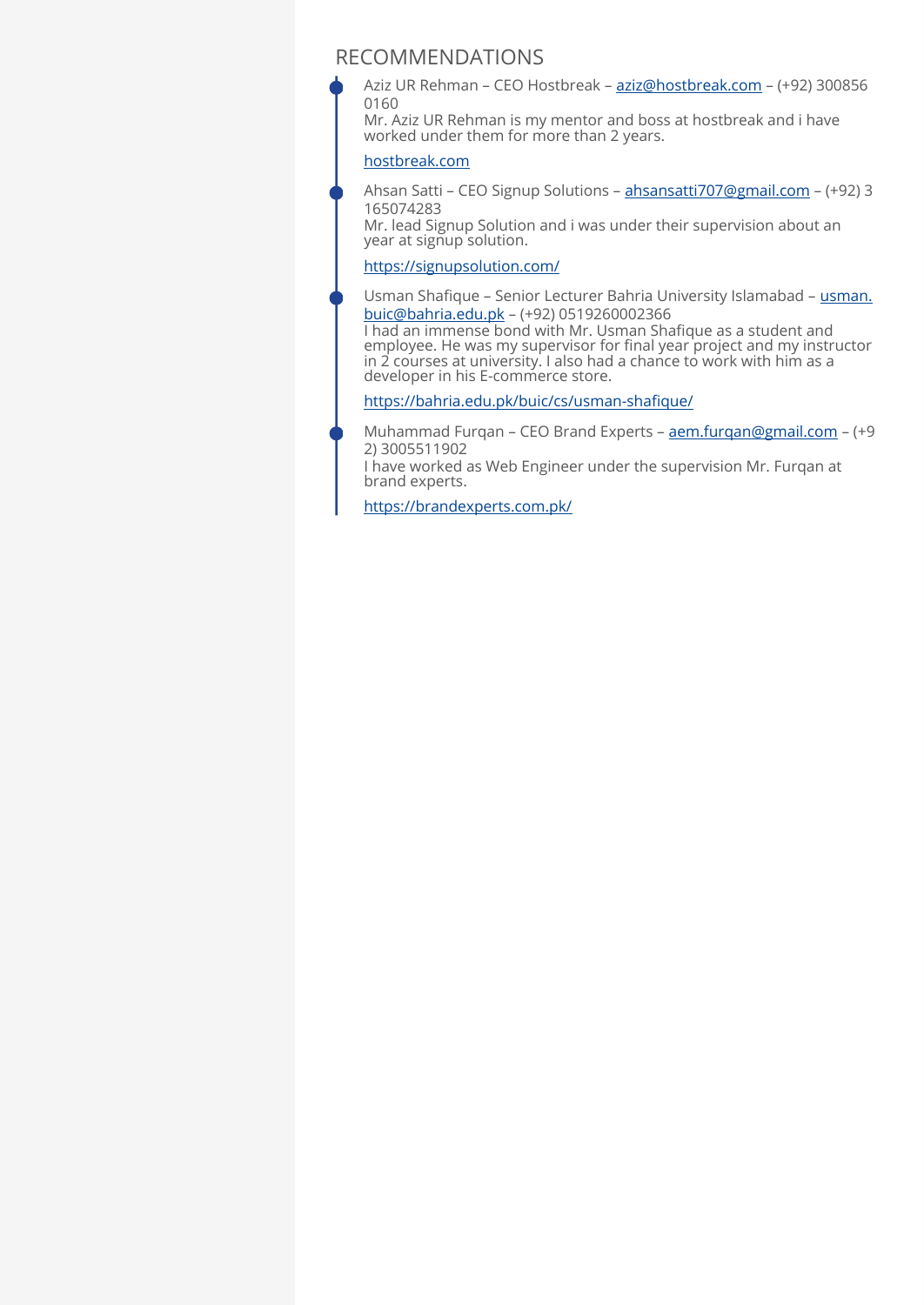## RECOMMENDATIONS

- Aziz UR Rehman – CEO Hostbreak – aziz@hostbreak.com – (+92) 300856 0160
  Mr. Aziz UR Rehman is my mentor and boss at hostbreak and i have worked under them for more than 2 years.

  hostbreak.com

- Ahsan Satti – CEO Signup Solutions – ahsansatti707@gmail.com – (+92) 3 165074283
  Mr. lead Signup Solution and i was under their supervision about an year at signup solution.

  https://signupsolution.com/

- Usman Shafique – Senior Lecturer Bahria University Islamabad – usman.buic@bahria.edu.pk – (+92) 0519260002366
  I had an immense bond with Mr. Usman Shafique as a student and employee. He was my supervisor for final year project and my instructor in 2 courses at university. I also had a chance to work with him as a developer in his E-commerce store.

  https://bahria.edu.pk/buic/cs/usman-shafique/

- Muhammad Furqan – CEO Brand Experts – aem.furqan@gmail.com – (+92) 3005511902
  I have worked as Web Engineer under the supervision Mr. Furqan at brand experts.

  https://brandexperts.com.pk/